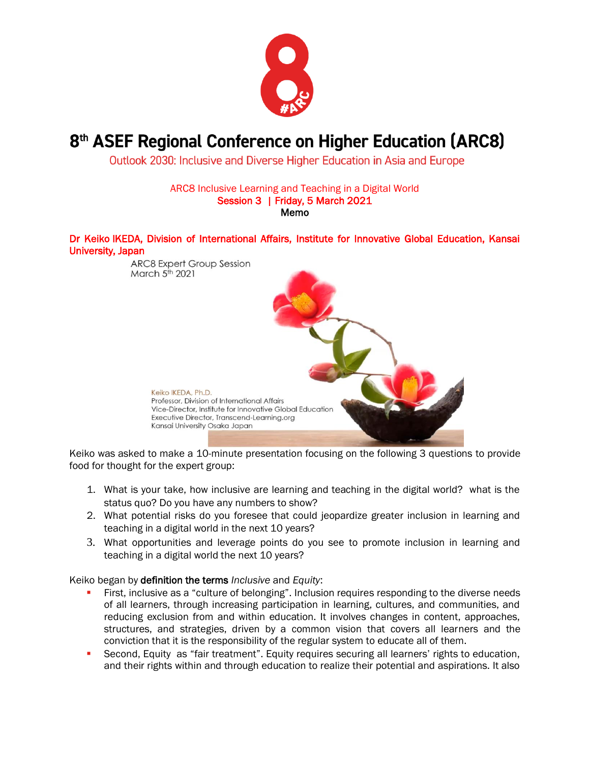# 8th ASEF Regional Conference on Higher Education (ARC8)

Outlook 2030: Inclusive and Diverse Higher Education in Asia and Europe

ARC8 Inclusive Learning and Teaching in a Digital World
**Session 3 | Friday, 5 March 2021**
**Memo**

**Dr Keiko IKEDA, Division of International Affairs, Institute for Innovative Global Education, Kansai University, Japan**

ARC8 Expert Group Session
March 5th 2021

Keiko IKEDA, Ph.D.
Professor, Division of International Affairs
Vice-Director, Institute for Innovative Global Education
Executive Director, Transcend-Learning.org
Kansai University Osaka Japan

Keiko was asked to make a 10-minute presentation focusing on the following 3 questions to provide food for thought for the expert group:

1. What is your take, how inclusive are learning and teaching in the digital world? what is the status quo? Do you have any numbers to show?
2. What potential risks do you foresee that could jeopardize greater inclusion in learning and teaching in a digital world in the next 10 years?
3. What opportunities and leverage points do you see to promote inclusion in learning and teaching in a digital world the next 10 years?

Keiko began by **definition the terms** *Inclusive* and *Equity*:

- First, inclusive as a "culture of belonging". Inclusion requires responding to the diverse needs of all learners, through increasing participation in learning, cultures, and communities, and reducing exclusion from and within education. It involves changes in content, approaches, structures, and strategies, driven by a common vision that covers all learners and the conviction that it is the responsibility of the regular system to educate all of them.
- Second, Equity as "fair treatment". Equity requires securing all learners' rights to education, and their rights within and through education to realize their potential and aspirations. It also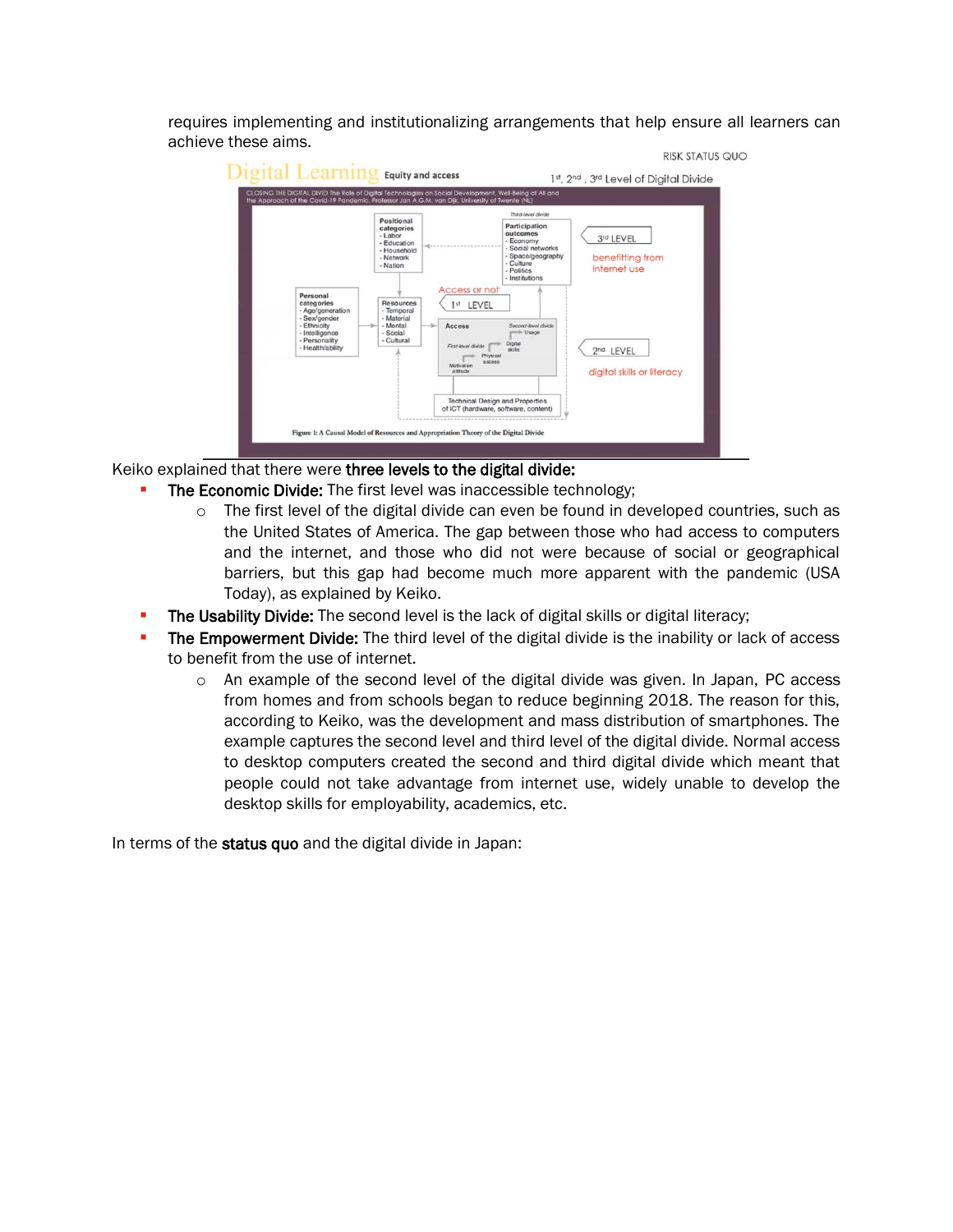requires implementing and institutionalizing arrangements that help ensure all learners can achieve these aims.

Keiko explained that there were **three levels to the digital divide:**

- **The Economic Divide:** The first level was inaccessible technology;
  - The first level of the digital divide can even be found in developed countries, such as the United States of America. The gap between those who had access to computers and the internet, and those who did not were because of social or geographical barriers, but this gap had become much more apparent with the pandemic (USA Today), as explained by Keiko.
- **The Usability Divide:** The second level is the lack of digital skills or digital literacy;
- **The Empowerment Divide:** The third level of the digital divide is the inability or lack of access to benefit from the use of internet.
  - An example of the second level of the digital divide was given. In Japan, PC access from homes and from schools began to reduce beginning 2018. The reason for this, according to Keiko, was the development and mass distribution of smartphones. The example captures the second level and third level of the digital divide. Normal access to desktop computers created the second and third digital divide which meant that people could not take advantage from internet use, widely unable to develop the desktop skills for employability, academics, etc.

In terms of the **status quo** and the digital divide in Japan: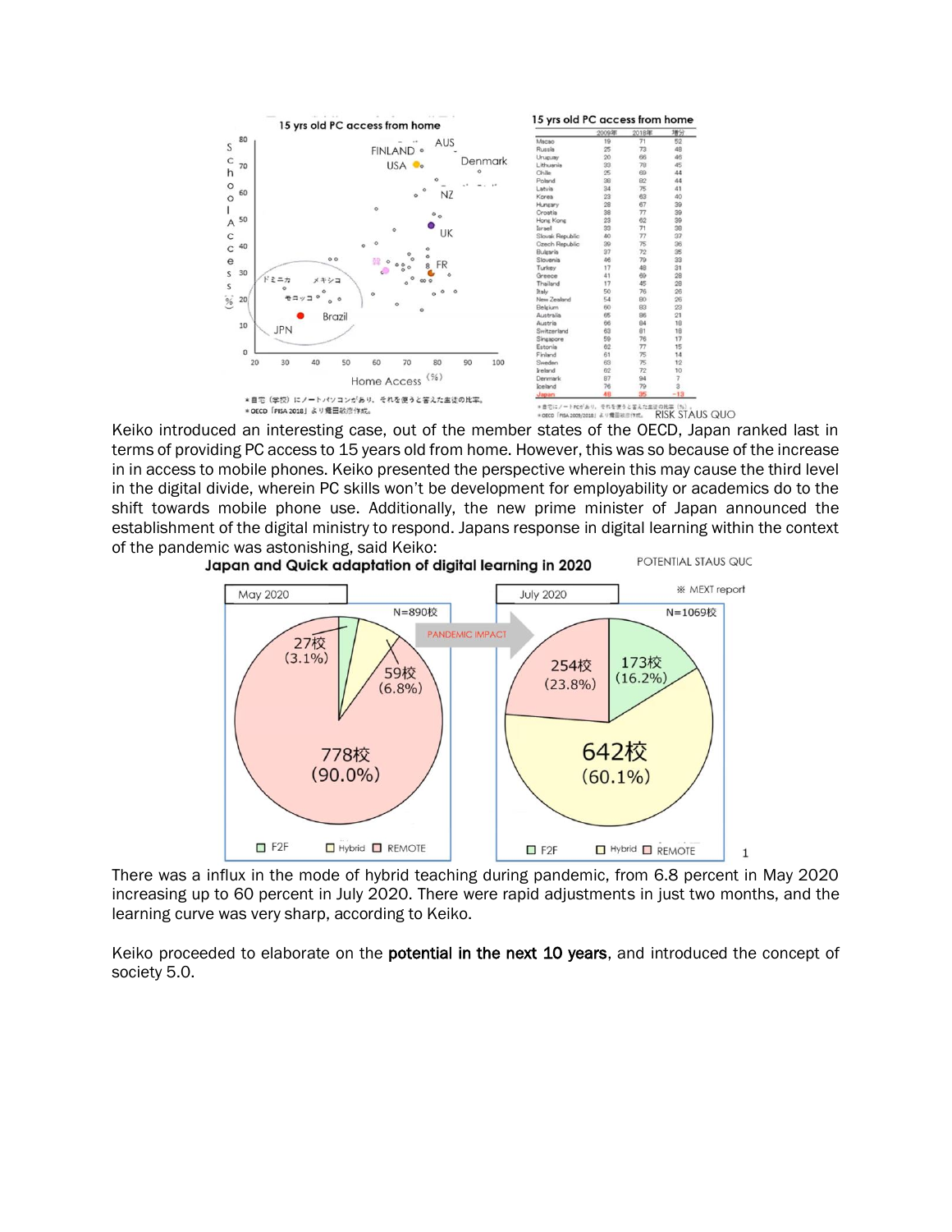Keiko introduced an interesting case, out of the member states of the OECD, Japan ranked last in terms of providing PC access to 15 years old from home. However, this was so because of the increase in in access to mobile phones. Keiko presented the perspective wherein this may cause the third level in the digital divide, wherein PC skills won't be development for employability or academics do to the shift towards mobile phone use. Additionally, the new prime minister of Japan announced the establishment of the digital ministry to respond. Japans response in digital learning within the context of the pandemic was astonishing, said Keiko:

There was a influx in the mode of hybrid teaching during pandemic, from 6.8 percent in May 2020 increasing up to 60 percent in July 2020. There were rapid adjustments in just two months, and the learning curve was very sharp, according to Keiko.

Keiko proceeded to elaborate on the **potential in the next 10 years**, and introduced the concept of society 5.0.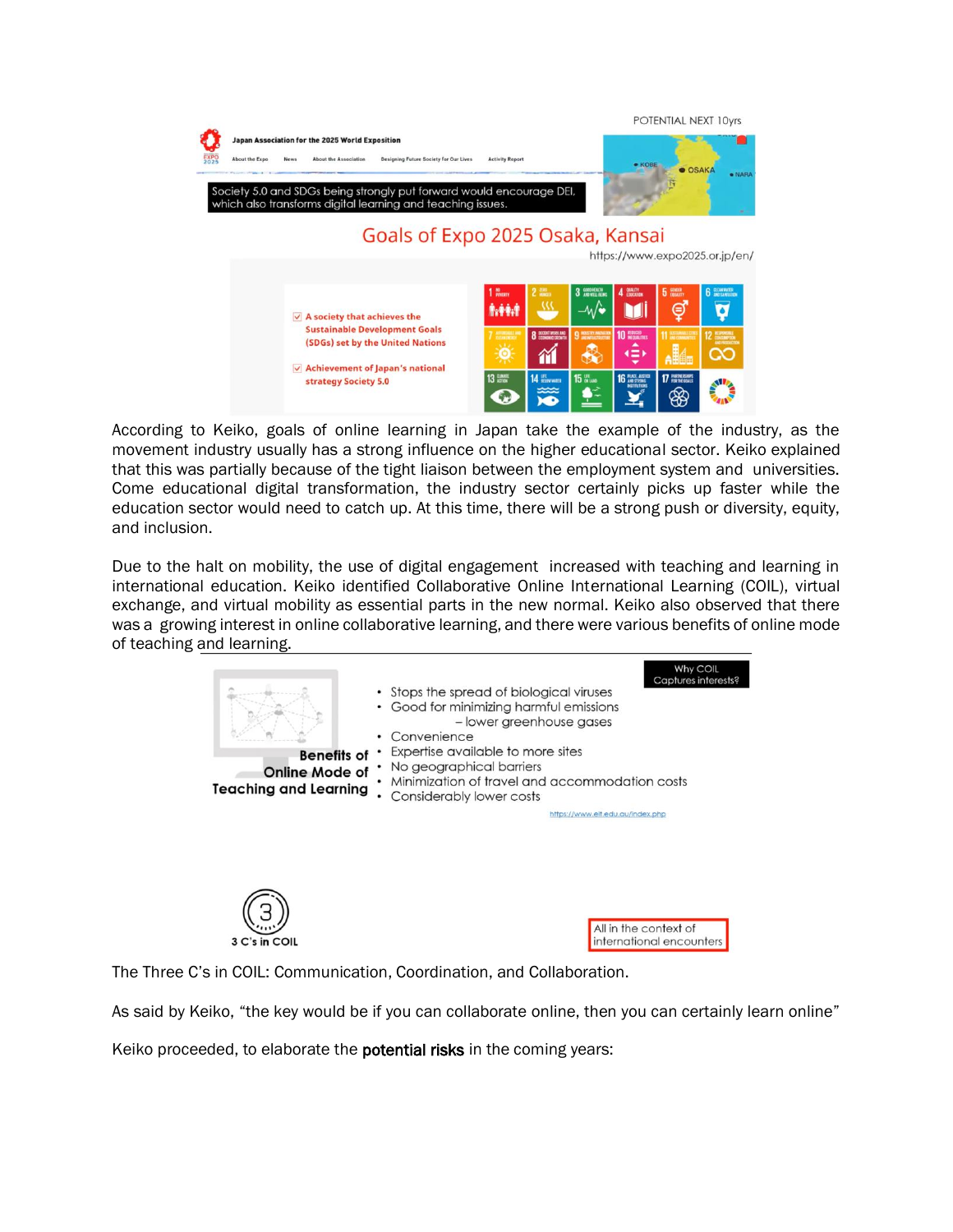POTENTIAL NEXT 10yrs

Japan Association for the 2025 World Exposition

Society 5.0 and SDGs being strongly put forward would encourage DEI, which also transforms digital learning and teaching issues.

Goals of Expo 2025 Osaka, Kansai

https://www.expo2025.or.jp/en/

- ☑ A society that achieves the Sustainable Development Goals (SDGs) set by the United Nations
- ☑ Achievement of Japan's national strategy Society 5.0

According to Keiko, goals of online learning in Japan take the example of the industry, as the movement industry usually has a strong influence on the higher educational sector. Keiko explained that this was partially because of the tight liaison between the employment system and universities. Come educational digital transformation, the industry sector certainly picks up faster while the education sector would need to catch up. At this time, there will be a strong push or diversity, equity, and inclusion.

Due to the halt on mobility, the use of digital engagement increased with teaching and learning in international education. Keiko identified Collaborative Online International Learning (COIL), virtual exchange, and virtual mobility as essential parts in the new normal. Keiko also observed that there was a growing interest in online collaborative learning, and there were various benefits of online mode of teaching and learning.

Why COIL Captures interests?

**Benefits of Online Mode of Teaching and Learning**

- Stops the spread of biological viruses
- Good for minimizing harmful emissions – lower greenhouse gases
- Convenience
- Expertise available to more sites
- No geographical barriers
- Minimization of travel and accommodation costs
- Considerably lower costs

https://www.eit.edu.au/index.php

3 C's in COIL

All in the context of international encounters

The Three C's in COIL: Communication, Coordination, and Collaboration.

As said by Keiko, "the key would be if you can collaborate online, then you can certainly learn online"

Keiko proceeded, to elaborate the **potential risks** in the coming years: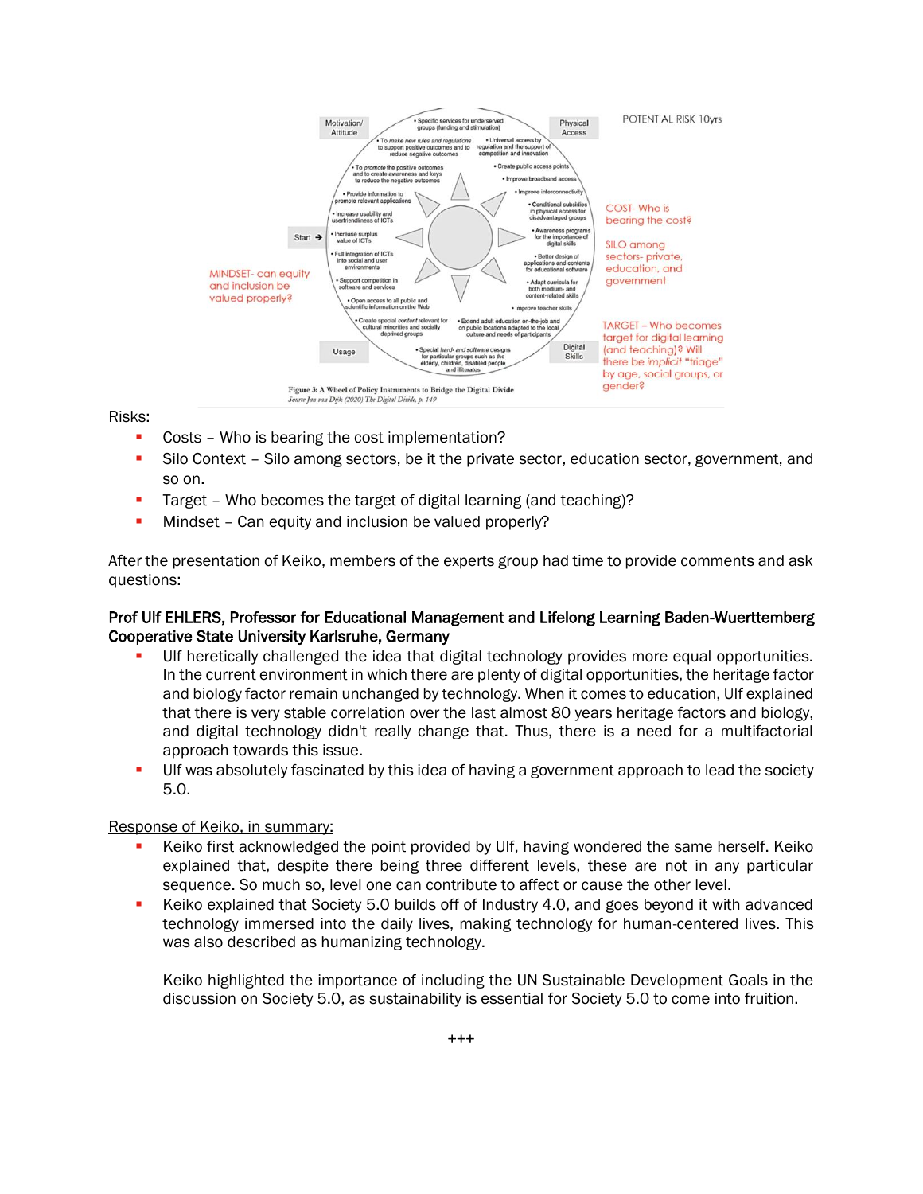Motivation/ Attitude

Physical Access

Usage

Digital Skills

Start →

• Specific services for underserved groups (funding and stimulation)

• To make new rules and regulations to support positive outcomes and to reduce negative outcomes

• Universal access by regulation and the support of competition and innovation

• To promote the positive outcomes and to create awareness and keys to reduce the negative outcomes

• Create public access points

• Improve broadband access

• Improve interconnectivity

• Provide information to promote relevant applications

• Increase usability and userfriendliness of ICTs

• Conditional subsidies in physical access for disadvantaged groups

• Increase surplus value of ICTs

• Awareness programs for the importance of digital skills

• Full integration of ICTs into social and user environments

• Better design of applications and contents for educational software

• Support competition in software and services

• Adapt curricula for both medium- and content-related skills

• Open access to all public and scientific information on the Web

• Improve teacher skills

• Create special content relevant for cultural minorities and socially deprived groups

• Extend adult education on-the-job and on public locations adapted to the local culture and needs of participants

• Special hard- and software designs for particular groups such as the elderly, children, disabled people and illiterates

POTENTIAL RISK 10yrs

COST- Who is bearing the cost?

SILO among sectors- private, education, and government

TARGET – Who becomes target for digital learning (and teaching)? Will there be *implicit* "triage" by age, social groups, or gender?

MINDSET- can equity and inclusion be valued properly?

Figure 3: A Wheel of Policy Instruments to Bridge the Digital Divide
*Source Jan van Dijk (2020) The Digital Divide, p. 149*

Risks:

- Costs – Who is bearing the cost implementation?
- Silo Context – Silo among sectors, be it the private sector, education sector, government, and so on.
- Target – Who becomes the target of digital learning (and teaching)?
- Mindset – Can equity and inclusion be valued properly?

After the presentation of Keiko, members of the experts group had time to provide comments and ask questions:

**Prof Ulf EHLERS, Professor for Educational Management and Lifelong Learning Baden-Wuerttemberg Cooperative State University Karlsruhe, Germany**

- Ulf heretically challenged the idea that digital technology provides more equal opportunities. In the current environment in which there are plenty of digital opportunities, the heritage factor and biology factor remain unchanged by technology. When it comes to education, Ulf explained that there is very stable correlation over the last almost 80 years heritage factors and biology, and digital technology didn't really change that. Thus, there is a need for a multifactorial approach towards this issue.
- Ulf was absolutely fascinated by this idea of having a government approach to lead the society 5.0.

Response of Keiko, in summary:

- Keiko first acknowledged the point provided by Ulf, having wondered the same herself. Keiko explained that, despite there being three different levels, these are not in any particular sequence. So much so, level one can contribute to affect or cause the other level.
- Keiko explained that Society 5.0 builds off of Industry 4.0, and goes beyond it with advanced technology immersed into the daily lives, making technology for human-centered lives. This was also described as humanizing technology.

  Keiko highlighted the importance of including the UN Sustainable Development Goals in the discussion on Society 5.0, as sustainability is essential for Society 5.0 to come into fruition.

+++